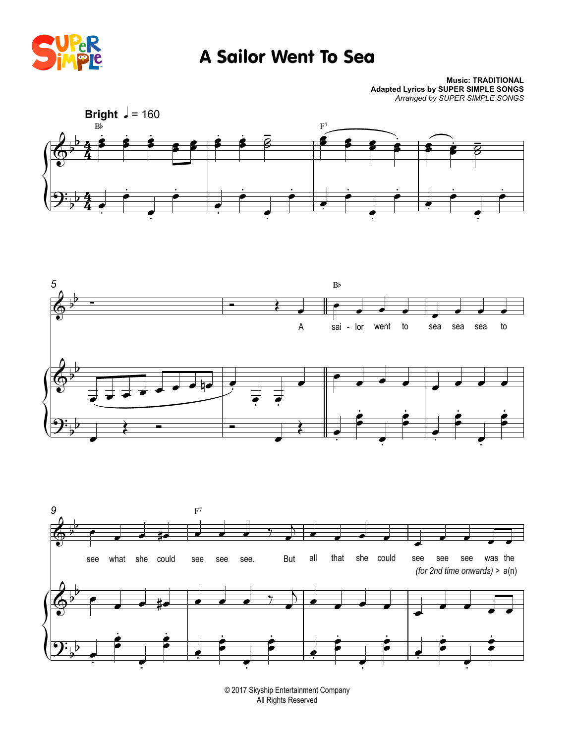# A Sailor Went To Sea

**Music: TRADITIONAL**
**Adapted Lyrics by SUPER SIMPLE SONGS**
*Arranged by SUPER SIMPLE SONGS*

**Bright** ♩ = 160

A sailor went to sea sea sea to see what she could see see see. But all that she could see see see was the

*(for 2nd time onwards) >* a(n)

© 2017 Skyship Entertainment Company
All Rights Reserved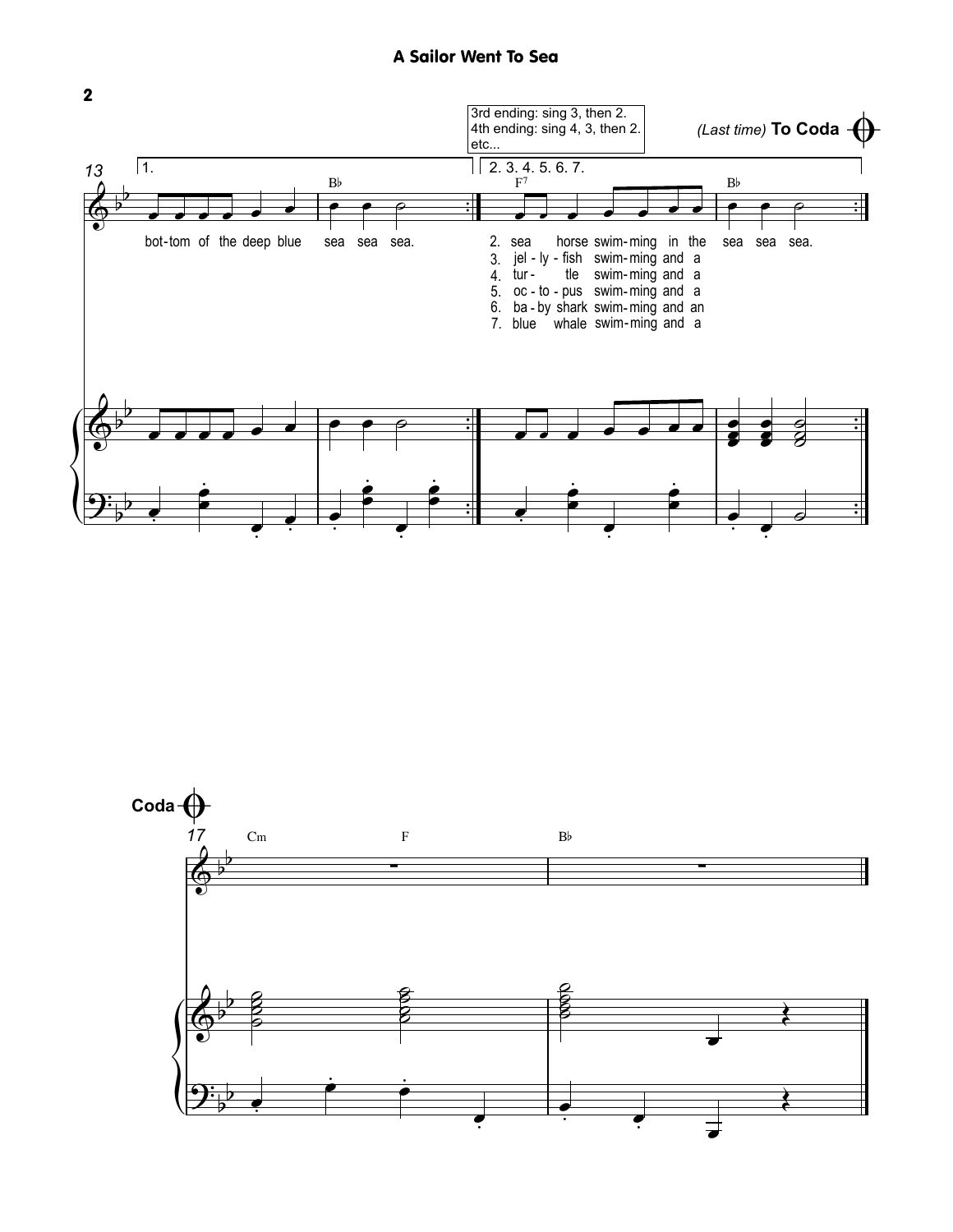3rd ending: sing 3, then 2.
4th ending: sing 4, 3, then 2.
etc...

*(Last time)* **To Coda**

13

1.

B♭

bot-tom of the deep blue sea sea sea.

2. 3. 4. 5. 6. 7.

F7

B♭

2. sea horse swim-ming in the sea sea sea.
3. jel-ly-fish swim-ming and a
4. tur- tle swim-ming and a
5. oc-to-pus swim-ming and a
6. ba-by shark swim-ming and an
7. blue whale swim-ming and a

**Coda**

17

Cm F B♭